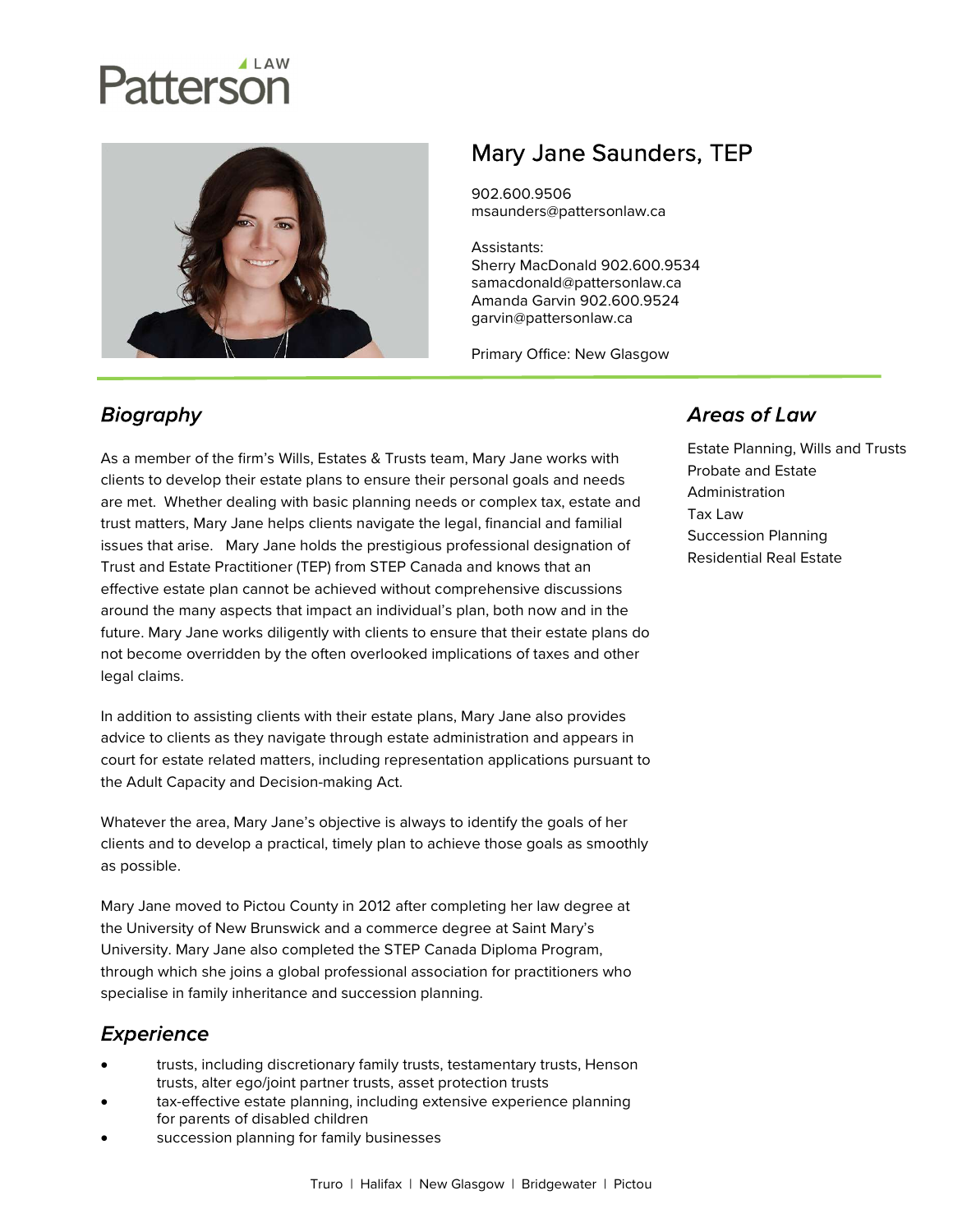# Patterson LAW

## Mary Jane Saunders, TEP

902.600.9506
msaunders@pattersonlaw.ca

Assistants:
Sherry MacDonald 902.600.9534
samacdonald@pattersonlaw.ca
Amanda Garvin 902.600.9524
garvin@pattersonlaw.ca

Primary Office: New Glasgow

### *Biography*

As a member of the firm's Wills, Estates & Trusts team, Mary Jane works with clients to develop their estate plans to ensure their personal goals and needs are met. Whether dealing with basic planning needs or complex tax, estate and trust matters, Mary Jane helps clients navigate the legal, financial and familial issues that arise. Mary Jane holds the prestigious professional designation of Trust and Estate Practitioner (TEP) from STEP Canada and knows that an effective estate plan cannot be achieved without comprehensive discussions around the many aspects that impact an individual's plan, both now and in the future. Mary Jane works diligently with clients to ensure that their estate plans do not become overridden by the often overlooked implications of taxes and other legal claims.

In addition to assisting clients with their estate plans, Mary Jane also provides advice to clients as they navigate through estate administration and appears in court for estate related matters, including representation applications pursuant to the Adult Capacity and Decision-making Act.

Whatever the area, Mary Jane's objective is always to identify the goals of her clients and to develop a practical, timely plan to achieve those goals as smoothly as possible.

Mary Jane moved to Pictou County in 2012 after completing her law degree at the University of New Brunswick and a commerce degree at Saint Mary's University. Mary Jane also completed the STEP Canada Diploma Program, through which she joins a global professional association for practitioners who specialise in family inheritance and succession planning.

### *Areas of Law*

Estate Planning, Wills and Trusts
Probate and Estate Administration
Tax Law
Succession Planning
Residential Real Estate

### *Experience*

- trusts, including discretionary family trusts, testamentary trusts, Henson trusts, alter ego/joint partner trusts, asset protection trusts
- tax-effective estate planning, including extensive experience planning for parents of disabled children
- succession planning for family businesses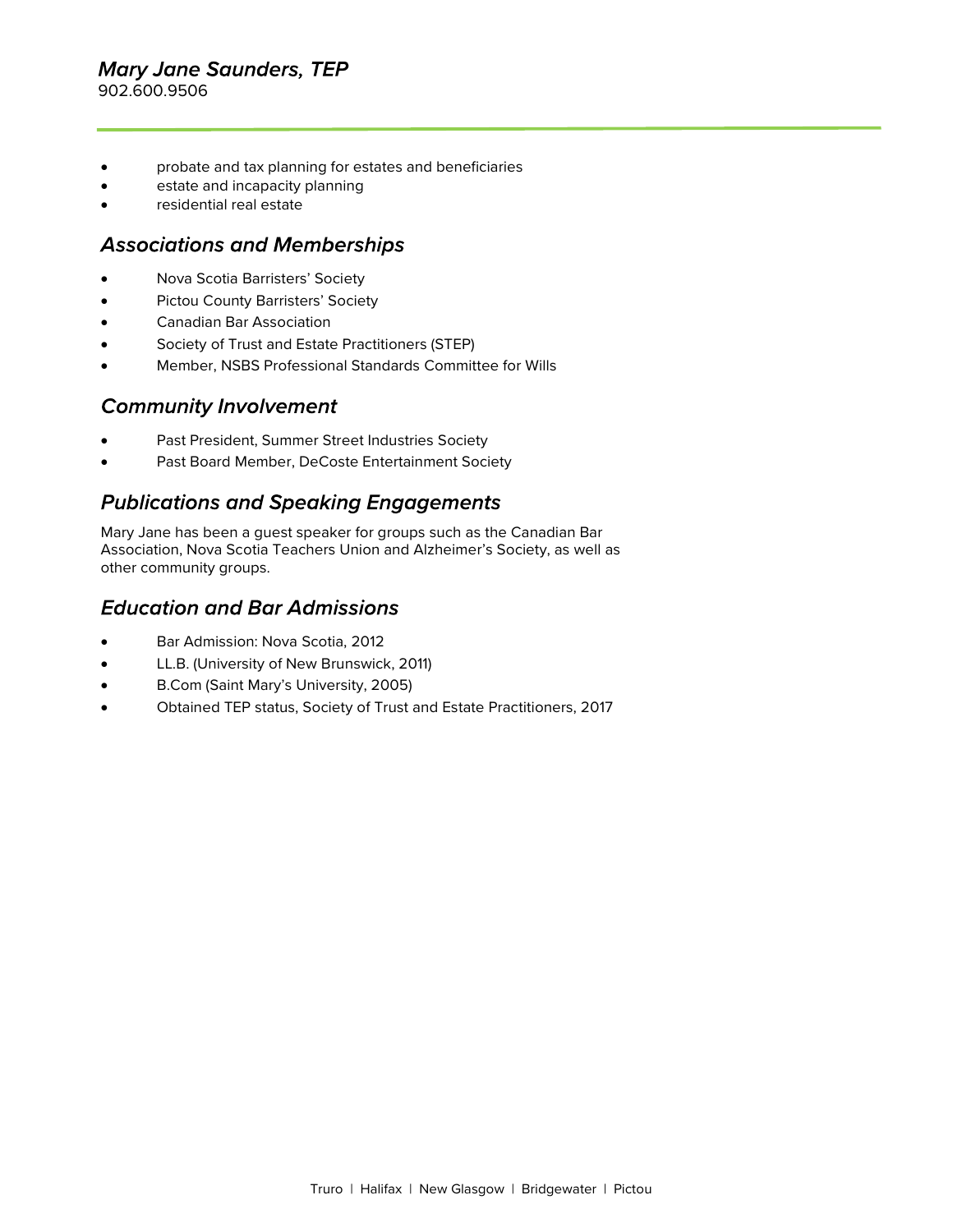- probate and tax planning for estates and beneficiaries
- estate and incapacity planning
- residential real estate

## *Associations and Memberships*

- Nova Scotia Barristers' Society
- Pictou County Barristers' Society
- Canadian Bar Association
- Society of Trust and Estate Practitioners (STEP)
- Member, NSBS Professional Standards Committee for Wills

## *Community Involvement*

- Past President, Summer Street Industries Society
- Past Board Member, DeCoste Entertainment Society

## *Publications and Speaking Engagements*

Mary Jane has been a guest speaker for groups such as the Canadian Bar Association, Nova Scotia Teachers Union and Alzheimer's Society, as well as other community groups.

## *Education and Bar Admissions*

- Bar Admission: Nova Scotia, 2012
- LL.B. (University of New Brunswick, 2011)
- B.Com (Saint Mary's University, 2005)
- Obtained TEP status, Society of Trust and Estate Practitioners, 2017